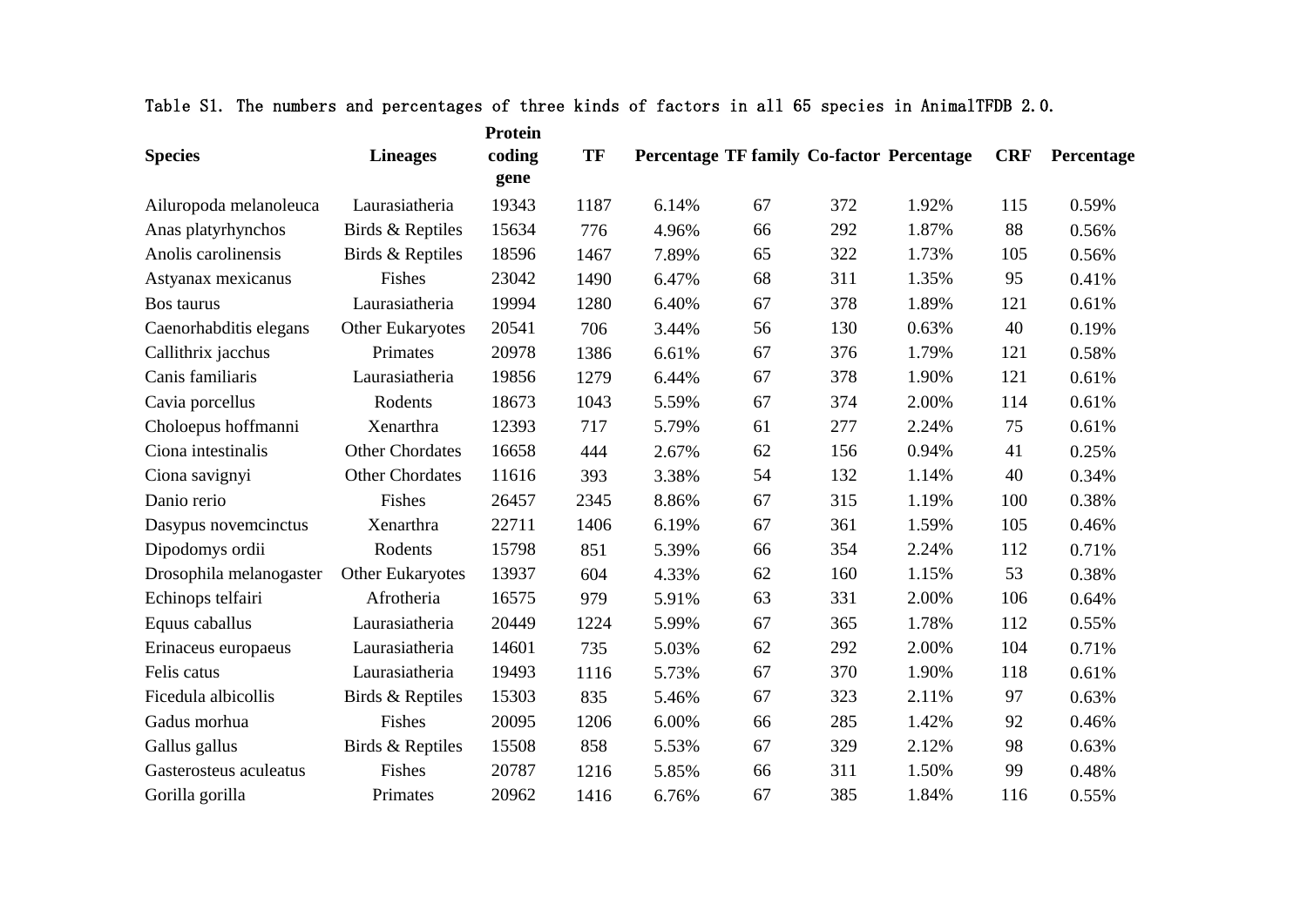Table S1. The numbers and percentages of three kinds of factors in all 65 species in AnimalTFDB 2.0.

| Species | Lineages | Protein coding gene | TF | Percentage | TF family | Co-factor | Percentage | CRF | Percentage |
|---|---|---|---|---|---|---|---|---|---|
| Ailuropoda melanoleuca | Laurasiatheria | 19343 | 1187 | 6.14% | 67 | 372 | 1.92% | 115 | 0.59% |
| Anas platyrhynchos | Birds & Reptiles | 15634 | 776 | 4.96% | 66 | 292 | 1.87% | 88 | 0.56% |
| Anolis carolinensis | Birds & Reptiles | 18596 | 1467 | 7.89% | 65 | 322 | 1.73% | 105 | 0.56% |
| Astyanax mexicanus | Fishes | 23042 | 1490 | 6.47% | 68 | 311 | 1.35% | 95 | 0.41% |
| Bos taurus | Laurasiatheria | 19994 | 1280 | 6.40% | 67 | 378 | 1.89% | 121 | 0.61% |
| Caenorhabditis elegans | Other Eukaryotes | 20541 | 706 | 3.44% | 56 | 130 | 0.63% | 40 | 0.19% |
| Callithrix jacchus | Primates | 20978 | 1386 | 6.61% | 67 | 376 | 1.79% | 121 | 0.58% |
| Canis familiaris | Laurasiatheria | 19856 | 1279 | 6.44% | 67 | 378 | 1.90% | 121 | 0.61% |
| Cavia porcellus | Rodents | 18673 | 1043 | 5.59% | 67 | 374 | 2.00% | 114 | 0.61% |
| Choloepus hoffmanni | Xenarthra | 12393 | 717 | 5.79% | 61 | 277 | 2.24% | 75 | 0.61% |
| Ciona intestinalis | Other Chordates | 16658 | 444 | 2.67% | 62 | 156 | 0.94% | 41 | 0.25% |
| Ciona savignyi | Other Chordates | 11616 | 393 | 3.38% | 54 | 132 | 1.14% | 40 | 0.34% |
| Danio rerio | Fishes | 26457 | 2345 | 8.86% | 67 | 315 | 1.19% | 100 | 0.38% |
| Dasypus novemcinctus | Xenarthra | 22711 | 1406 | 6.19% | 67 | 361 | 1.59% | 105 | 0.46% |
| Dipodomys ordii | Rodents | 15798 | 851 | 5.39% | 66 | 354 | 2.24% | 112 | 0.71% |
| Drosophila melanogaster | Other Eukaryotes | 13937 | 604 | 4.33% | 62 | 160 | 1.15% | 53 | 0.38% |
| Echinops telfairi | Afrotheria | 16575 | 979 | 5.91% | 63 | 331 | 2.00% | 106 | 0.64% |
| Equus caballus | Laurasiatheria | 20449 | 1224 | 5.99% | 67 | 365 | 1.78% | 112 | 0.55% |
| Erinaceus europaeus | Laurasiatheria | 14601 | 735 | 5.03% | 62 | 292 | 2.00% | 104 | 0.71% |
| Felis catus | Laurasiatheria | 19493 | 1116 | 5.73% | 67 | 370 | 1.90% | 118 | 0.61% |
| Ficedula albicollis | Birds & Reptiles | 15303 | 835 | 5.46% | 67 | 323 | 2.11% | 97 | 0.63% |
| Gadus morhua | Fishes | 20095 | 1206 | 6.00% | 66 | 285 | 1.42% | 92 | 0.46% |
| Gallus gallus | Birds & Reptiles | 15508 | 858 | 5.53% | 67 | 329 | 2.12% | 98 | 0.63% |
| Gasterosteus aculeatus | Fishes | 20787 | 1216 | 5.85% | 66 | 311 | 1.50% | 99 | 0.48% |
| Gorilla gorilla | Primates | 20962 | 1416 | 6.76% | 67 | 385 | 1.84% | 116 | 0.55% |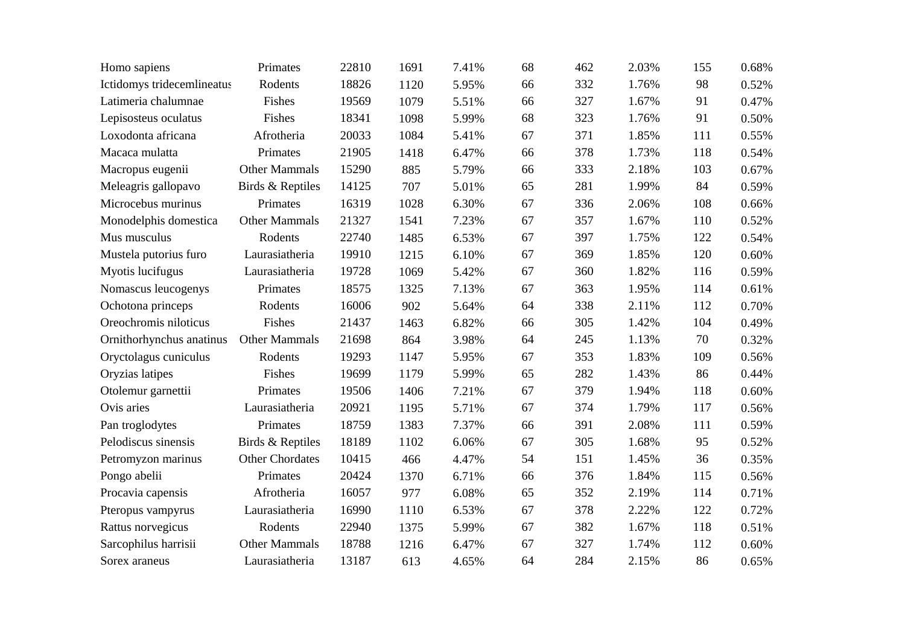| | | | | | | | | | |
|---|---|---|---|---|---|---|---|---|---|
| Homo sapiens | Primates | 22810 | 1691 | 7.41% | 68 | 462 | 2.03% | 155 | 0.68% |
| Ictidomys tridecemlineatus | Rodents | 18826 | 1120 | 5.95% | 66 | 332 | 1.76% | 98 | 0.52% |
| Latimeria chalumnae | Fishes | 19569 | 1079 | 5.51% | 66 | 327 | 1.67% | 91 | 0.47% |
| Lepisosteus oculatus | Fishes | 18341 | 1098 | 5.99% | 68 | 323 | 1.76% | 91 | 0.50% |
| Loxodonta africana | Afrotheria | 20033 | 1084 | 5.41% | 67 | 371 | 1.85% | 111 | 0.55% |
| Macaca mulatta | Primates | 21905 | 1418 | 6.47% | 66 | 378 | 1.73% | 118 | 0.54% |
| Macropus eugenii | Other Mammals | 15290 | 885 | 5.79% | 66 | 333 | 2.18% | 103 | 0.67% |
| Meleagris gallopavo | Birds & Reptiles | 14125 | 707 | 5.01% | 65 | 281 | 1.99% | 84 | 0.59% |
| Microcebus murinus | Primates | 16319 | 1028 | 6.30% | 67 | 336 | 2.06% | 108 | 0.66% |
| Monodelphis domestica | Other Mammals | 21327 | 1541 | 7.23% | 67 | 357 | 1.67% | 110 | 0.52% |
| Mus musculus | Rodents | 22740 | 1485 | 6.53% | 67 | 397 | 1.75% | 122 | 0.54% |
| Mustela putorius furo | Laurasiatheria | 19910 | 1215 | 6.10% | 67 | 369 | 1.85% | 120 | 0.60% |
| Myotis lucifugus | Laurasiatheria | 19728 | 1069 | 5.42% | 67 | 360 | 1.82% | 116 | 0.59% |
| Nomascus leucogenys | Primates | 18575 | 1325 | 7.13% | 67 | 363 | 1.95% | 114 | 0.61% |
| Ochotona princeps | Rodents | 16006 | 902 | 5.64% | 64 | 338 | 2.11% | 112 | 0.70% |
| Oreochromis niloticus | Fishes | 21437 | 1463 | 6.82% | 66 | 305 | 1.42% | 104 | 0.49% |
| Ornithorhynchus anatinus | Other Mammals | 21698 | 864 | 3.98% | 64 | 245 | 1.13% | 70 | 0.32% |
| Oryctolagus cuniculus | Rodents | 19293 | 1147 | 5.95% | 67 | 353 | 1.83% | 109 | 0.56% |
| Oryzias latipes | Fishes | 19699 | 1179 | 5.99% | 65 | 282 | 1.43% | 86 | 0.44% |
| Otolemur garnettii | Primates | 19506 | 1406 | 7.21% | 67 | 379 | 1.94% | 118 | 0.60% |
| Ovis aries | Laurasiatheria | 20921 | 1195 | 5.71% | 67 | 374 | 1.79% | 117 | 0.56% |
| Pan troglodytes | Primates | 18759 | 1383 | 7.37% | 66 | 391 | 2.08% | 111 | 0.59% |
| Pelodiscus sinensis | Birds & Reptiles | 18189 | 1102 | 6.06% | 67 | 305 | 1.68% | 95 | 0.52% |
| Petromyzon marinus | Other Chordates | 10415 | 466 | 4.47% | 54 | 151 | 1.45% | 36 | 0.35% |
| Pongo abelii | Primates | 20424 | 1370 | 6.71% | 66 | 376 | 1.84% | 115 | 0.56% |
| Procavia capensis | Afrotheria | 16057 | 977 | 6.08% | 65 | 352 | 2.19% | 114 | 0.71% |
| Pteropus vampyrus | Laurasiatheria | 16990 | 1110 | 6.53% | 67 | 378 | 2.22% | 122 | 0.72% |
| Rattus norvegicus | Rodents | 22940 | 1375 | 5.99% | 67 | 382 | 1.67% | 118 | 0.51% |
| Sarcophilus harrisii | Other Mammals | 18788 | 1216 | 6.47% | 67 | 327 | 1.74% | 112 | 0.60% |
| Sorex araneus | Laurasiatheria | 13187 | 613 | 4.65% | 64 | 284 | 2.15% | 86 | 0.65% |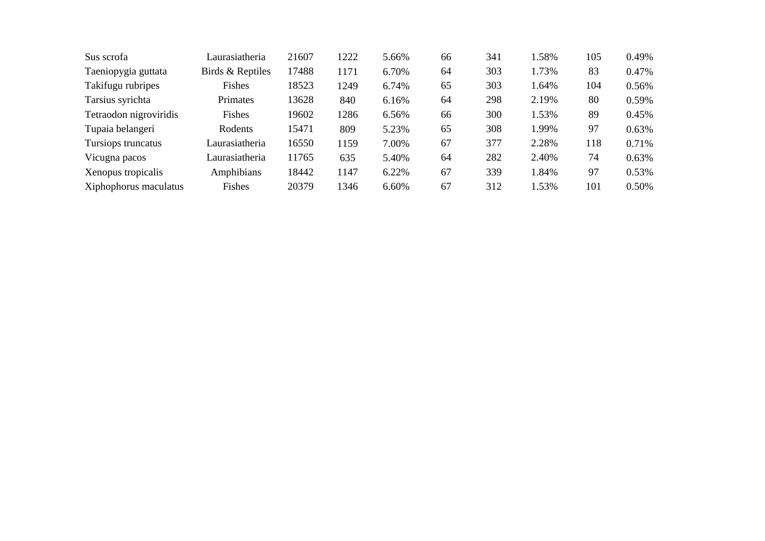| | | | | | | | | | |
|---|---|---|---|---|---|---|---|---|---|
| Sus scrofa | Laurasiatheria | 21607 | 1222 | 5.66% | 66 | 341 | 1.58% | 105 | 0.49% |
| Taeniopygia guttata | Birds & Reptiles | 17488 | 1171 | 6.70% | 64 | 303 | 1.73% | 83 | 0.47% |
| Takifugu rubripes | Fishes | 18523 | 1249 | 6.74% | 65 | 303 | 1.64% | 104 | 0.56% |
| Tarsius syrichta | Primates | 13628 | 840 | 6.16% | 64 | 298 | 2.19% | 80 | 0.59% |
| Tetraodon nigroviridis | Fishes | 19602 | 1286 | 6.56% | 66 | 300 | 1.53% | 89 | 0.45% |
| Tupaia belangeri | Rodents | 15471 | 809 | 5.23% | 65 | 308 | 1.99% | 97 | 0.63% |
| Tursiops truncatus | Laurasiatheria | 16550 | 1159 | 7.00% | 67 | 377 | 2.28% | 118 | 0.71% |
| Vicugna pacos | Laurasiatheria | 11765 | 635 | 5.40% | 64 | 282 | 2.40% | 74 | 0.63% |
| Xenopus tropicalis | Amphibians | 18442 | 1147 | 6.22% | 67 | 339 | 1.84% | 97 | 0.53% |
| Xiphophorus maculatus | Fishes | 20379 | 1346 | 6.60% | 67 | 312 | 1.53% | 101 | 0.50% |